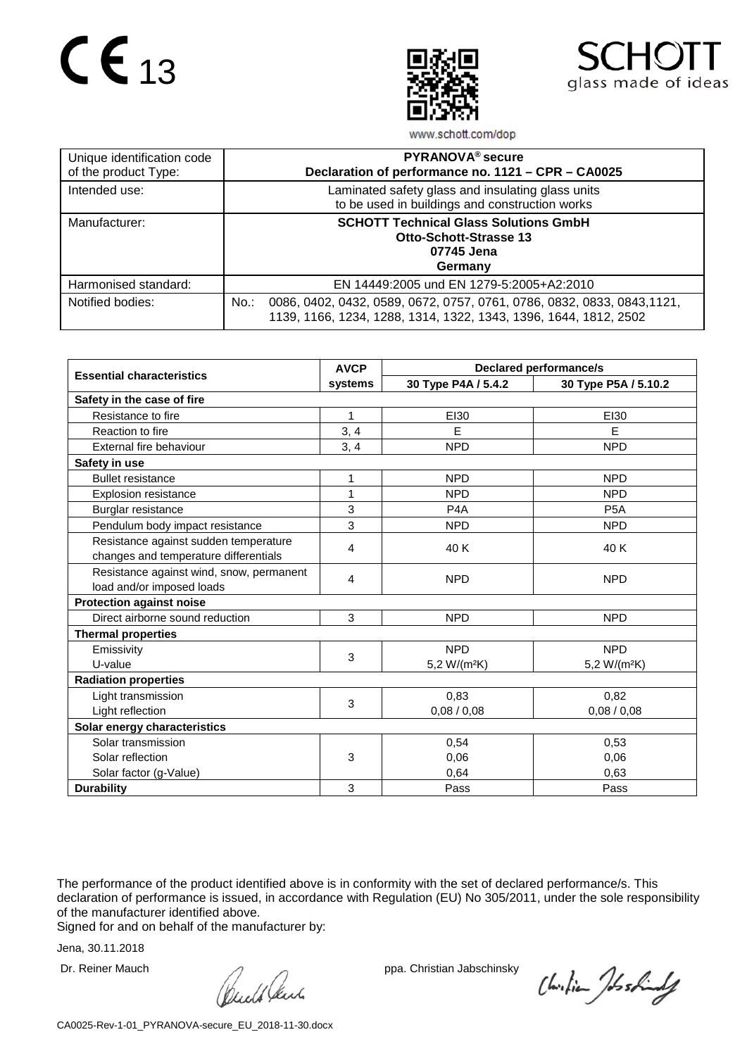CE 13

SCHOTT
glass made of ideas

www.schott.com/dop

| Unique identification code of the product Type: | **PYRANOVA® secure**<br>**Declaration of performance no. 1121 – CPR – CA0025** |
|---|---|
| Intended use: | Laminated safety glass and insulating glass units to be used in buildings and construction works |
| Manufacturer: | **SCHOTT Technical Glass Solutions GmbH**<br>**Otto-Schott-Strasse 13**<br>**07745 Jena**<br>**Germany** |
| Harmonised standard: | EN 14449:2005 und EN 1279-5:2005+A2:2010 |
| Notified bodies: | No.: 0086, 0402, 0432, 0589, 0672, 0757, 0761, 0786, 0832, 0833, 0843,1121, 1139, 1166, 1234, 1288, 1314, 1322, 1343, 1396, 1644, 1812, 2502 |

| **Essential characteristics** | **AVCP systems** | **Declared performance/s** | |
|---|---|---|---|
| | | **30 Type P4A / 5.4.2** | **30 Type P5A / 5.10.2** |
| **Safety in the case of fire** | | | |
| Resistance to fire | 1 | EI30 | EI30 |
| Reaction to fire | 3, 4 | E | E |
| External fire behaviour | 3, 4 | NPD | NPD |
| **Safety in use** | | | |
| Bullet resistance | 1 | NPD | NPD |
| Explosion resistance | 1 | NPD | NPD |
| Burglar resistance | 3 | P4A | P5A |
| Pendulum body impact resistance | 3 | NPD | NPD |
| Resistance against sudden temperature changes and temperature differentials | 4 | 40 K | 40 K |
| Resistance against wind, snow, permanent load and/or imposed loads | 4 | NPD | NPD |
| **Protection against noise** | | | |
| Direct airborne sound reduction | 3 | NPD | NPD |
| **Thermal properties** | | | |
| Emissivity<br>U-value | 3 | NPD<br>5,2 W/(m²K) | NPD<br>5,2 W/(m²K) |
| **Radiation properties** | | | |
| Light transmission<br>Light reflection | 3 | 0,83<br>0,08 / 0,08 | 0,82<br>0,08 / 0,08 |
| **Solar energy characteristics** | | | |
| Solar transmission<br>Solar reflection<br>Solar factor (g-Value) | 3 | 0,54<br>0,06<br>0,64 | 0,53<br>0,06<br>0,63 |
| **Durability** | 3 | Pass | Pass |

The performance of the product identified above is in conformity with the set of declared performance/s. This declaration of performance is issued, in accordance with Regulation (EU) No 305/2011, under the sole responsibility of the manufacturer identified above.

Signed for and on behalf of the manufacturer by:

Jena, 30.11.2018

Dr. Reiner Mauch

ppa. Christian Jabschinsky

CA0025-Rev-1-01_PYRANOVA-secure_EU_2018-11-30.docx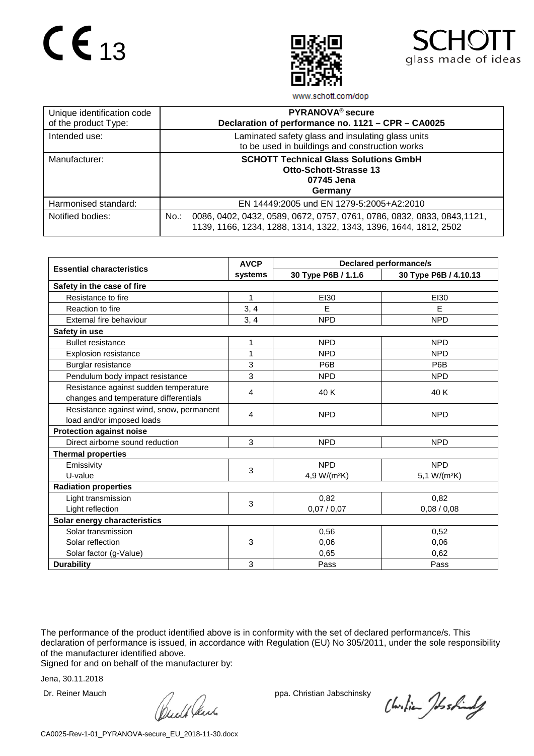CE 13

SCHOTT
glass made of ideas

www.schott.com/dop

| Unique identification code of the product Type: | **PYRANOVA® secure** **Declaration of performance no. 1121 – CPR – CA0025** |
|---|---|
| Intended use: | Laminated safety glass and insulating glass units to be used in buildings and construction works |
| Manufacturer: | **SCHOTT Technical Glass Solutions GmbH** **Otto-Schott-Strasse 13** **07745 Jena** **Germany** |
| Harmonised standard: | EN 14449:2005 und EN 1279-5:2005+A2:2010 |
| Notified bodies: | No.: 0086, 0402, 0432, 0589, 0672, 0757, 0761, 0786, 0832, 0833, 0843,1121, 1139, 1166, 1234, 1288, 1314, 1322, 1343, 1396, 1644, 1812, 2502 |

| **Essential characteristics** | **AVCP systems** | **Declared performance/s** | |
|---|---|---|---|
| | | **30 Type P6B / 1.1.6** | **30 Type P6B / 4.10.13** |
| **Safety in the case of fire** | | | |
| Resistance to fire | 1 | EI30 | EI30 |
| Reaction to fire | 3, 4 | E | E |
| External fire behaviour | 3, 4 | NPD | NPD |
| **Safety in use** | | | |
| Bullet resistance | 1 | NPD | NPD |
| Explosion resistance | 1 | NPD | NPD |
| Burglar resistance | 3 | P6B | P6B |
| Pendulum body impact resistance | 3 | NPD | NPD |
| Resistance against sudden temperature changes and temperature differentials | 4 | 40 K | 40 K |
| Resistance against wind, snow, permanent load and/or imposed loads | 4 | NPD | NPD |
| **Protection against noise** | | | |
| Direct airborne sound reduction | 3 | NPD | NPD |
| **Thermal properties** | | | |
| Emissivity | 3 | NPD | NPD |
| U-value | | 4,9 W/(m²K) | 5,1 W/(m²K) |
| **Radiation properties** | | | |
| Light transmission | 3 | 0,82 | 0,82 |
| Light reflection | | 0,07 / 0,07 | 0,08 / 0,08 |
| **Solar energy characteristics** | | | |
| Solar transmission | 3 | 0,56 | 0,52 |
| Solar reflection | | 0,06 | 0,06 |
| Solar factor (g-Value) | | 0,65 | 0,62 |
| **Durability** | 3 | Pass | Pass |

The performance of the product identified above is in conformity with the set of declared performance/s. This declaration of performance is issued, in accordance with Regulation (EU) No 305/2011, under the sole responsibility of the manufacturer identified above.
Signed for and on behalf of the manufacturer by:

Jena, 30.11.2018

Dr. Reiner Mauch                    ppa. Christian Jabschinsky

CA0025-Rev-1-01_PYRANOVA-secure_EU_2018-11-30.docx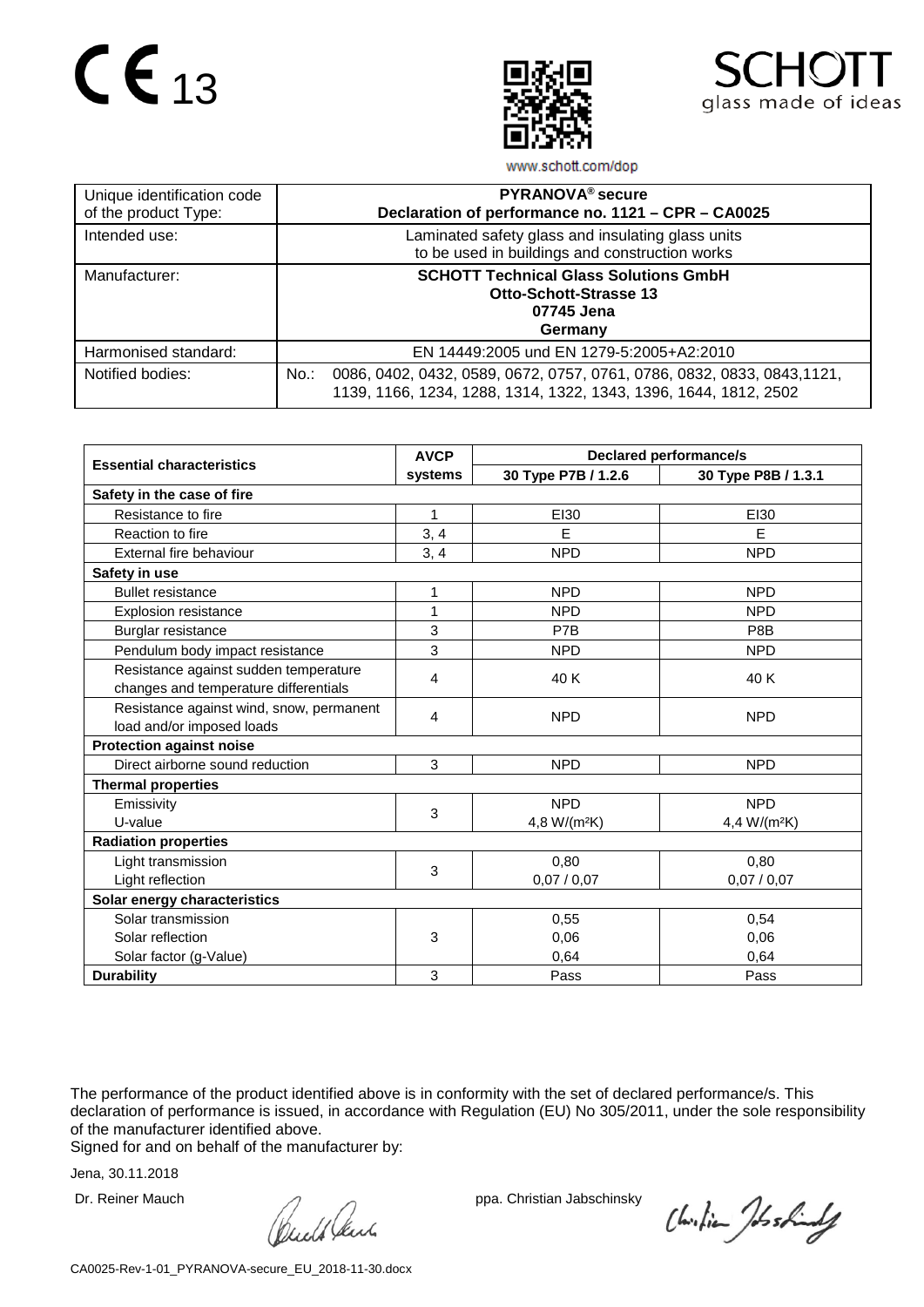CE 13

SCHOTT glass made of ideas

www.schott.com/dop

| Unique identification code of the product Type: | **PYRANOVA® secure** **Declaration of performance no. 1121 – CPR – CA0025** |
|---|---|
| Intended use: | Laminated safety glass and insulating glass units to be used in buildings and construction works |
| Manufacturer: | **SCHOTT Technical Glass Solutions GmbH** **Otto-Schott-Strasse 13** **07745 Jena** **Germany** |
| Harmonised standard: | EN 14449:2005 und EN 1279-5:2005+A2:2010 |
| Notified bodies: | No.: 0086, 0402, 0432, 0589, 0672, 0757, 0761, 0786, 0832, 0833, 0843,1121, 1139, 1166, 1234, 1288, 1314, 1322, 1343, 1396, 1644, 1812, 2502 |

| **Essential characteristics** | **AVCP systems** | **Declared performance/s** | |
|---|---|---|---|
| | | **30 Type P7B / 1.2.6** | **30 Type P8B / 1.3.1** |
| **Safety in the case of fire** | | | |
| Resistance to fire | 1 | EI30 | EI30 |
| Reaction to fire | 3, 4 | E | E |
| External fire behaviour | 3, 4 | NPD | NPD |
| **Safety in use** | | | |
| Bullet resistance | 1 | NPD | NPD |
| Explosion resistance | 1 | NPD | NPD |
| Burglar resistance | 3 | P7B | P8B |
| Pendulum body impact resistance | 3 | NPD | NPD |
| Resistance against sudden temperature changes and temperature differentials | 4 | 40 K | 40 K |
| Resistance against wind, snow, permanent load and/or imposed loads | 4 | NPD | NPD |
| **Protection against noise** | | | |
| Direct airborne sound reduction | 3 | NPD | NPD |
| **Thermal properties** | | | |
| Emissivity | 3 | NPD | NPD |
| U-value | | 4,8 W/(m²K) | 4,4 W/(m²K) |
| **Radiation properties** | | | |
| Light transmission | 3 | 0,80 | 0,80 |
| Light reflection | | 0,07 / 0,07 | 0,07 / 0,07 |
| **Solar energy characteristics** | | | |
| Solar transmission | 3 | 0,55 | 0,54 |
| Solar reflection | | 0,06 | 0,06 |
| Solar factor (g-Value) | | 0,64 | 0,64 |
| **Durability** | 3 | Pass | Pass |

The performance of the product identified above is in conformity with the set of declared performance/s. This declaration of performance is issued, in accordance with Regulation (EU) No 305/2011, under the sole responsibility of the manufacturer identified above.
Signed for and on behalf of the manufacturer by:

Jena, 30.11.2018

Dr. Reiner Mauch ppa. Christian Jabschinsky

CA0025-Rev-1-01_PYRANOVA-secure_EU_2018-11-30.docx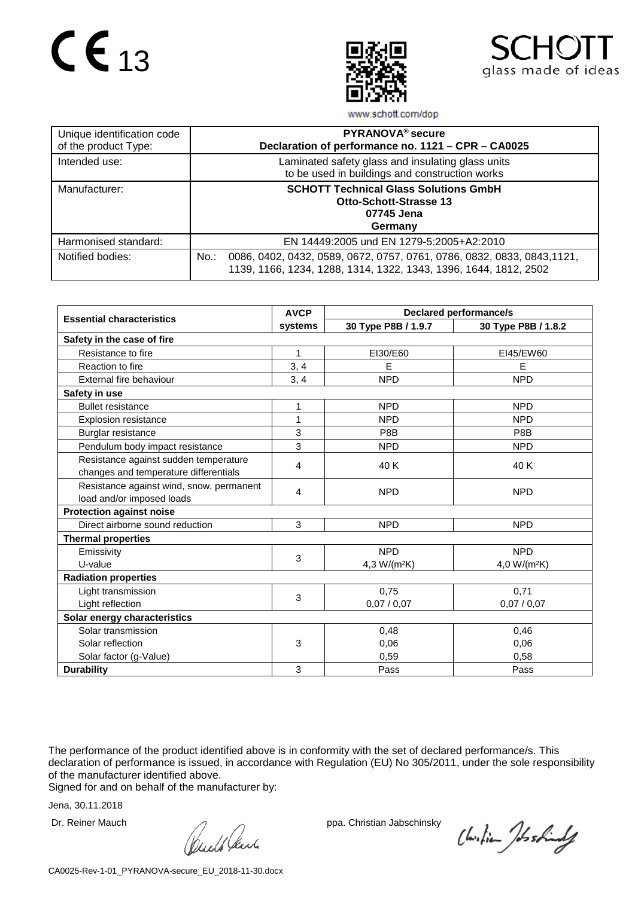CE 13

**SCHOTT**
glass made of ideas

www.schott.com/dop

| Unique identification code of the product Type: | **PYRANOVA® secure**<br>**Declaration of performance no. 1121 – CPR – CA0025** |
|---|---|
| Intended use: | Laminated safety glass and insulating glass units to be used in buildings and construction works |
| Manufacturer: | **SCHOTT Technical Glass Solutions GmbH**<br>**Otto-Schott-Strasse 13**<br>**07745 Jena**<br>**Germany** |
| Harmonised standard: | EN 14449:2005 und EN 1279-5:2005+A2:2010 |
| Notified bodies: | No.: 0086, 0402, 0432, 0589, 0672, 0757, 0761, 0786, 0832, 0833, 0843,1121, 1139, 1166, 1234, 1288, 1314, 1322, 1343, 1396, 1644, 1812, 2502 |

| **Essential characteristics** | **AVCP systems** | **Declared performance/s** | |
|---|---|---|---|
| | | **30 Type P8B / 1.9.7** | **30 Type P8B / 1.8.2** |
| **Safety in the case of fire** | | | |
| Resistance to fire | 1 | EI30/E60 | EI45/EW60 |
| Reaction to fire | 3, 4 | E | E |
| External fire behaviour | 3, 4 | NPD | NPD |
| **Safety in use** | | | |
| Bullet resistance | 1 | NPD | NPD |
| Explosion resistance | 1 | NPD | NPD |
| Burglar resistance | 3 | P8B | P8B |
| Pendulum body impact resistance | 3 | NPD | NPD |
| Resistance against sudden temperature changes and temperature differentials | 4 | 40 K | 40 K |
| Resistance against wind, snow, permanent load and/or imposed loads | 4 | NPD | NPD |
| **Protection against noise** | | | |
| Direct airborne sound reduction | 3 | NPD | NPD |
| **Thermal properties** | | | |
| Emissivity | 3 | NPD | NPD |
| U-value | | 4,3 W/(m²K) | 4,0 W/(m²K) |
| **Radiation properties** | | | |
| Light transmission | 3 | 0,75 | 0,71 |
| Light reflection | | 0,07 / 0,07 | 0,07 / 0,07 |
| **Solar energy characteristics** | | | |
| Solar transmission | 3 | 0,48 | 0,46 |
| Solar reflection | | 0,06 | 0,06 |
| Solar factor (g-Value) | | 0,59 | 0,58 |
| **Durability** | 3 | Pass | Pass |

The performance of the product identified above is in conformity with the set of declared performance/s. This declaration of performance is issued, in accordance with Regulation (EU) No 305/2011, under the sole responsibility of the manufacturer identified above.
Signed for and on behalf of the manufacturer by:

Jena, 30.11.2018

Dr. Reiner Mauch ppa. Christian Jabschinsky

CA0025-Rev-1-01_PYRANOVA-secure_EU_2018-11-30.docx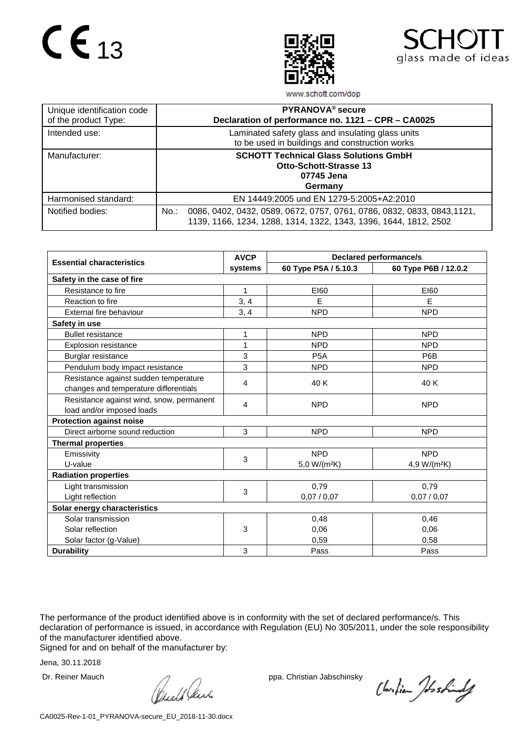CE 13

SCHOTT
glass made of ideas

www.schott.com/dop

| Unique identification code of the product Type: | **PYRANOVA® secure**<br>**Declaration of performance no. 1121 – CPR – CA0025** |
|---|---|
| Intended use: | Laminated safety glass and insulating glass units to be used in buildings and construction works |
| Manufacturer: | **SCHOTT Technical Glass Solutions GmbH**<br>**Otto-Schott-Strasse 13**<br>**07745 Jena**<br>**Germany** |
| Harmonised standard: | EN 14449:2005 und EN 1279-5:2005+A2:2010 |
| Notified bodies: | No.: 0086, 0402, 0432, 0589, 0672, 0757, 0761, 0786, 0832, 0833, 0843,1121, 1139, 1166, 1234, 1288, 1314, 1322, 1343, 1396, 1644, 1812, 2502 |

| **Essential characteristics** | **AVCP systems** | **Declared performance/s** | |
|---|---|---|---|
| | | **60 Type P5A / 5.10.3** | **60 Type P6B / 12.0.2** |
| **Safety in the case of fire** | | | |
| Resistance to fire | 1 | EI60 | EI60 |
| Reaction to fire | 3, 4 | E | E |
| External fire behaviour | 3, 4 | NPD | NPD |
| **Safety in use** | | | |
| Bullet resistance | 1 | NPD | NPD |
| Explosion resistance | 1 | NPD | NPD |
| Burglar resistance | 3 | P5A | P6B |
| Pendulum body impact resistance | 3 | NPD | NPD |
| Resistance against sudden temperature changes and temperature differentials | 4 | 40 K | 40 K |
| Resistance against wind, snow, permanent load and/or imposed loads | 4 | NPD | NPD |
| **Protection against noise** | | | |
| Direct airborne sound reduction | 3 | NPD | NPD |
| **Thermal properties** | | | |
| Emissivity<br>U-value | 3 | NPD<br>5,0 W/(m²K) | NPD<br>4,9 W/(m²K) |
| **Radiation properties** | | | |
| Light transmission<br>Light reflection | 3 | 0,79<br>0,07 / 0,07 | 0,79<br>0,07 / 0,07 |
| **Solar energy characteristics** | | | |
| Solar transmission<br>Solar reflection<br>Solar factor (g-Value) | 3 | 0,48<br>0,06<br>0,59 | 0,46<br>0,06<br>0,58 |
| **Durability** | 3 | Pass | Pass |

The performance of the product identified above is in conformity with the set of declared performance/s. This declaration of performance is issued, in accordance with Regulation (EU) No 305/2011, under the sole responsibility of the manufacturer identified above.
Signed for and on behalf of the manufacturer by:

Jena, 30.11.2018

Dr. Reiner Mauch                ppa. Christian Jabschinsky

CA0025-Rev-1-01_PYRANOVA-secure_EU_2018-11-30.docx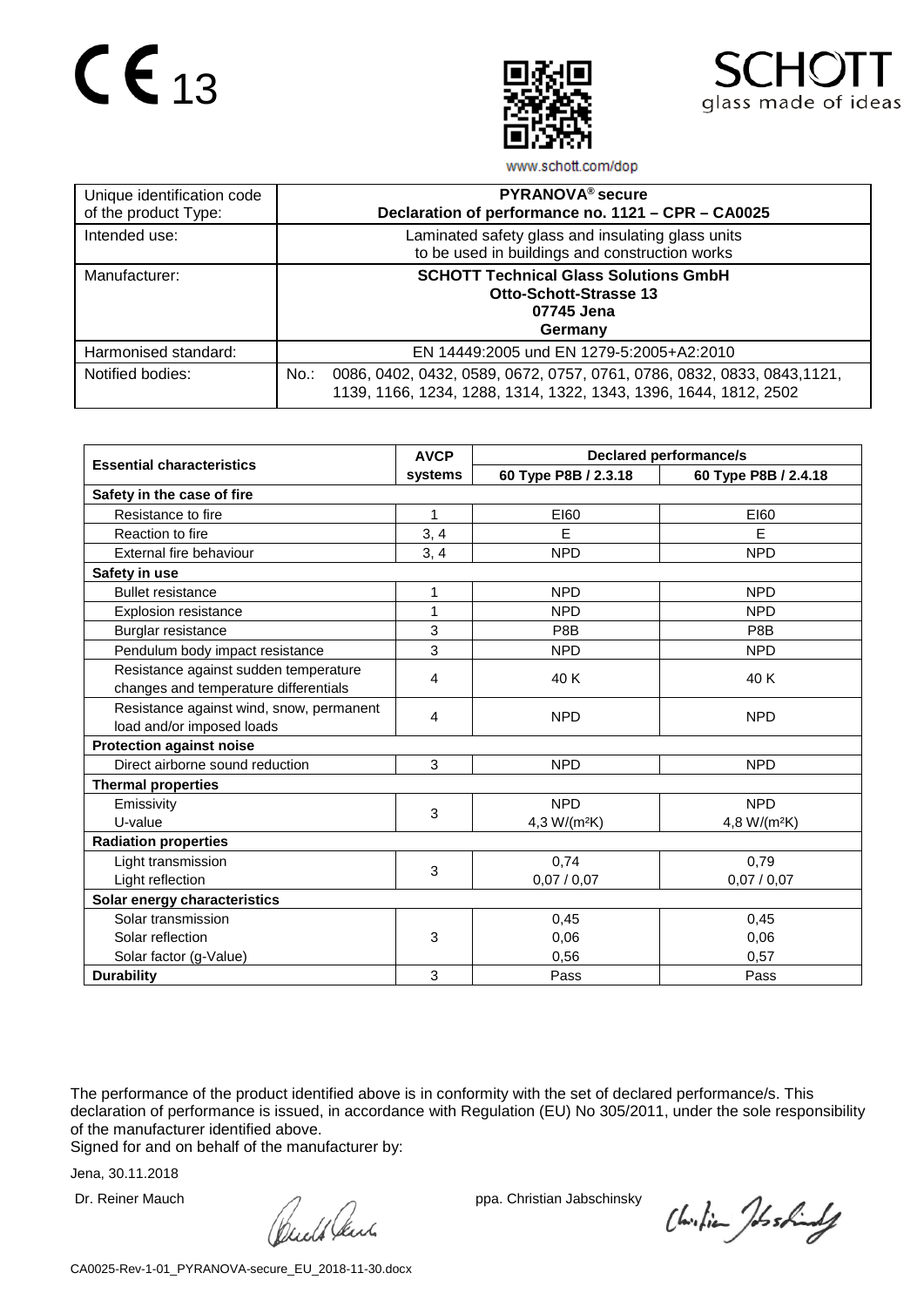CE 13

SCHOTT glass made of ideas

www.schott.com/dop

| Unique identification code of the product Type: | **PYRANOVA® secure**<br>**Declaration of performance no. 1121 – CPR – CA0025** |
|---|---|
| Intended use: | Laminated safety glass and insulating glass units to be used in buildings and construction works |
| Manufacturer: | **SCHOTT Technical Glass Solutions GmbH**<br>**Otto-Schott-Strasse 13**<br>**07745 Jena**<br>**Germany** |
| Harmonised standard: | EN 14449:2005 und EN 1279-5:2005+A2:2010 |
| Notified bodies: | No.: 0086, 0402, 0432, 0589, 0672, 0757, 0761, 0786, 0832, 0833, 0843,1121, 1139, 1166, 1234, 1288, 1314, 1322, 1343, 1396, 1644, 1812, 2502 |

| **Essential characteristics** | **AVCP systems** | **Declared performance/s** | |
|---|---|---|---|
| | | **60 Type P8B / 2.3.18** | **60 Type P8B / 2.4.18** |
| **Safety in the case of fire** | | | |
| Resistance to fire | 1 | EI60 | EI60 |
| Reaction to fire | 3, 4 | E | E |
| External fire behaviour | 3, 4 | NPD | NPD |
| **Safety in use** | | | |
| Bullet resistance | 1 | NPD | NPD |
| Explosion resistance | 1 | NPD | NPD |
| Burglar resistance | 3 | P8B | P8B |
| Pendulum body impact resistance | 3 | NPD | NPD |
| Resistance against sudden temperature changes and temperature differentials | 4 | 40 K | 40 K |
| Resistance against wind, snow, permanent load and/or imposed loads | 4 | NPD | NPD |
| **Protection against noise** | | | |
| Direct airborne sound reduction | 3 | NPD | NPD |
| **Thermal properties** | | | |
| Emissivity<br>U-value | 3 | NPD<br>4,3 W/(m²K) | NPD<br>4,8 W/(m²K) |
| **Radiation properties** | | | |
| Light transmission<br>Light reflection | 3 | 0,74<br>0,07 / 0,07 | 0,79<br>0,07 / 0,07 |
| **Solar energy characteristics** | | | |
| Solar transmission<br>Solar reflection<br>Solar factor (g-Value) | 3 | 0,45<br>0,06<br>0,56 | 0,45<br>0,06<br>0,57 |
| **Durability** | 3 | Pass | Pass |

The performance of the product identified above is in conformity with the set of declared performance/s. This declaration of performance is issued, in accordance with Regulation (EU) No 305/2011, under the sole responsibility of the manufacturer identified above.
Signed for and on behalf of the manufacturer by:

Jena, 30.11.2018

Dr. Reiner Mauch ppa. Christian Jabschinsky

CA0025-Rev-1-01_PYRANOVA-secure_EU_2018-11-30.docx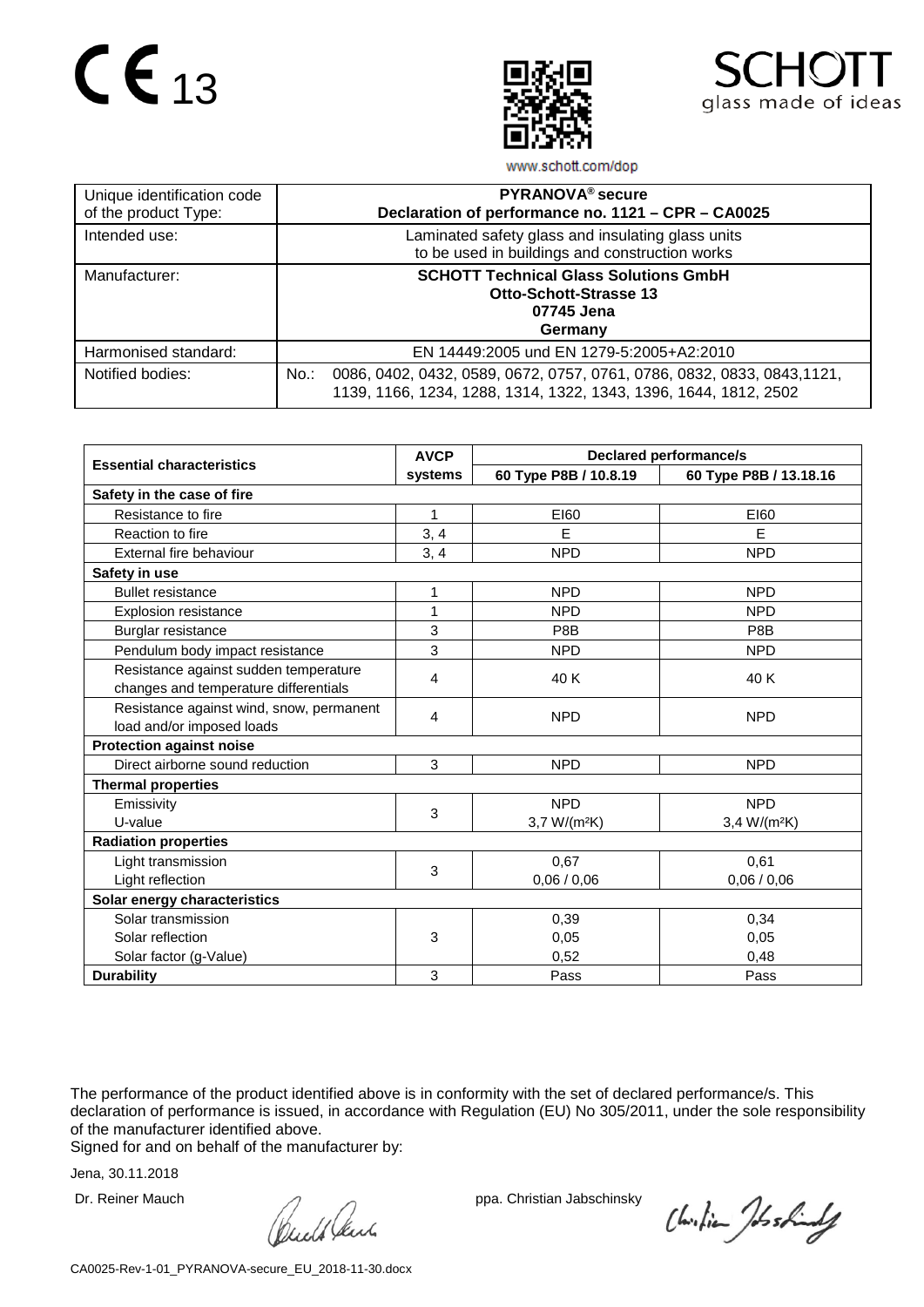CE 13

SCHOTT glass made of ideas

www.schott.com/dop

| Unique identification code of the product Type: | **PYRANOVA® secure** **Declaration of performance no. 1121 – CPR – CA0025** |
|---|---|
| Intended use: | Laminated safety glass and insulating glass units to be used in buildings and construction works |
| Manufacturer: | **SCHOTT Technical Glass Solutions GmbH** **Otto-Schott-Strasse 13** **07745 Jena** **Germany** |
| Harmonised standard: | EN 14449:2005 und EN 1279-5:2005+A2:2010 |
| Notified bodies: | No.: 0086, 0402, 0432, 0589, 0672, 0757, 0761, 0786, 0832, 0833, 0843,1121, 1139, 1166, 1234, 1288, 1314, 1322, 1343, 1396, 1644, 1812, 2502 |

| **Essential characteristics** | **AVCP systems** | **Declared performance/s** | |
|---|---|---|---|
| | | **60 Type P8B / 10.8.19** | **60 Type P8B / 13.18.16** |
| **Safety in the case of fire** | | | |
| Resistance to fire | 1 | EI60 | EI60 |
| Reaction to fire | 3, 4 | E | E |
| External fire behaviour | 3, 4 | NPD | NPD |
| **Safety in use** | | | |
| Bullet resistance | 1 | NPD | NPD |
| Explosion resistance | 1 | NPD | NPD |
| Burglar resistance | 3 | P8B | P8B |
| Pendulum body impact resistance | 3 | NPD | NPD |
| Resistance against sudden temperature changes and temperature differentials | 4 | 40 K | 40 K |
| Resistance against wind, snow, permanent load and/or imposed loads | 4 | NPD | NPD |
| **Protection against noise** | | | |
| Direct airborne sound reduction | 3 | NPD | NPD |
| **Thermal properties** | | | |
| Emissivity | 3 | NPD | NPD |
| U-value | | 3,7 W/(m²K) | 3,4 W/(m²K) |
| **Radiation properties** | | | |
| Light transmission | 3 | 0,67 | 0,61 |
| Light reflection | | 0,06 / 0,06 | 0,06 / 0,06 |
| **Solar energy characteristics** | | | |
| Solar transmission | | 0,39 | 0,34 |
| Solar reflection | 3 | 0,05 | 0,05 |
| Solar factor (g-Value) | | 0,52 | 0,48 |
| **Durability** | 3 | Pass | Pass |

The performance of the product identified above is in conformity with the set of declared performance/s. This declaration of performance is issued, in accordance with Regulation (EU) No 305/2011, under the sole responsibility of the manufacturer identified above.
Signed for and on behalf of the manufacturer by:

Jena, 30.11.2018

Dr. Reiner Mauch ppa. Christian Jabschinsky

CA0025-Rev-1-01_PYRANOVA-secure_EU_2018-11-30.docx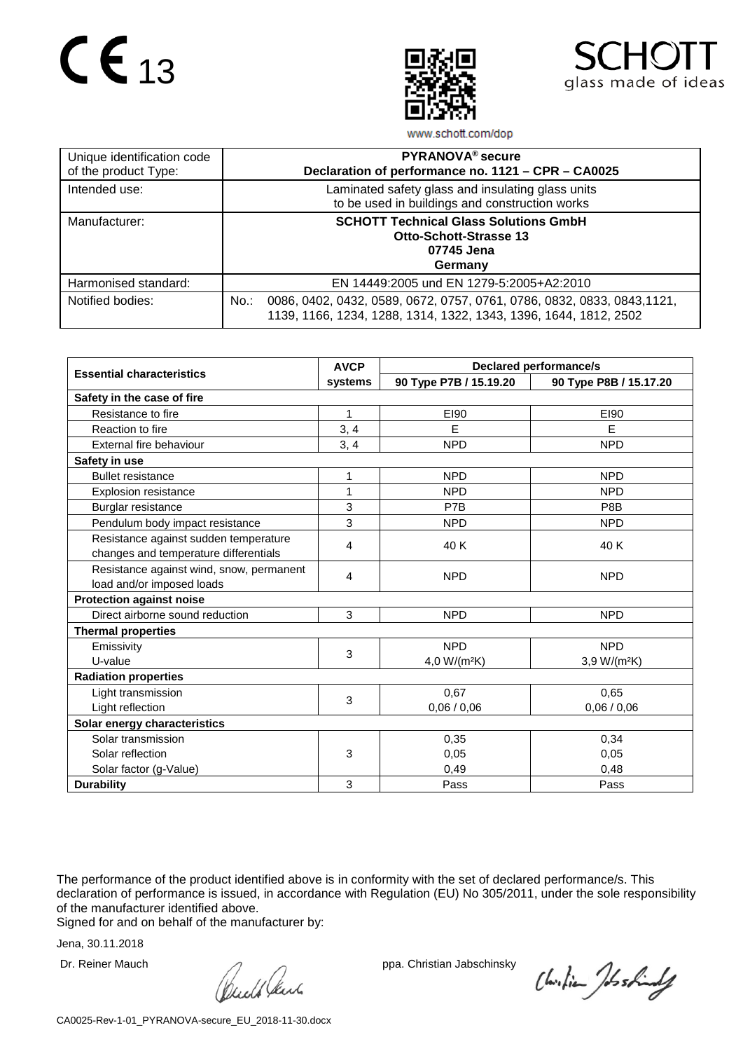CE 13

SCHOTT glass made of ideas

www.schott.com/dop

| Unique identification code of the product Type: | **PYRANOVA® secure** **Declaration of performance no. 1121 – CPR – CA0025** |
|---|---|
| Intended use: | Laminated safety glass and insulating glass units to be used in buildings and construction works |
| Manufacturer: | **SCHOTT Technical Glass Solutions GmbH** **Otto-Schott-Strasse 13** **07745 Jena** **Germany** |
| Harmonised standard: | EN 14449:2005 und EN 1279-5:2005+A2:2010 |
| Notified bodies: | No.: 0086, 0402, 0432, 0589, 0672, 0757, 0761, 0786, 0832, 0833, 0843,1121, 1139, 1166, 1234, 1288, 1314, 1322, 1343, 1396, 1644, 1812, 2502 |

| **Essential characteristics** | **AVCP systems** | **Declared performance/s** | |
|---|---|---|---|
| | | **90 Type P7B / 15.19.20** | **90 Type P8B / 15.17.20** |
| **Safety in the case of fire** | | | |
| Resistance to fire | 1 | EI90 | EI90 |
| Reaction to fire | 3, 4 | E | E |
| External fire behaviour | 3, 4 | NPD | NPD |
| **Safety in use** | | | |
| Bullet resistance | 1 | NPD | NPD |
| Explosion resistance | 1 | NPD | NPD |
| Burglar resistance | 3 | P7B | P8B |
| Pendulum body impact resistance | 3 | NPD | NPD |
| Resistance against sudden temperature changes and temperature differentials | 4 | 40 K | 40 K |
| Resistance against wind, snow, permanent load and/or imposed loads | 4 | NPD | NPD |
| **Protection against noise** | | | |
| Direct airborne sound reduction | 3 | NPD | NPD |
| **Thermal properties** | | | |
| Emissivity<br>U-value | 3 | NPD<br>4,0 W/(m²K) | NPD<br>3,9 W/(m²K) |
| **Radiation properties** | | | |
| Light transmission<br>Light reflection | 3 | 0,67<br>0,06 / 0,06 | 0,65<br>0,06 / 0,06 |
| **Solar energy characteristics** | | | |
| Solar transmission<br>Solar reflection<br>Solar factor (g-Value) | 3 | 0,35<br>0,05<br>0,49 | 0,34<br>0,05<br>0,48 |
| **Durability** | 3 | Pass | Pass |

The performance of the product identified above is in conformity with the set of declared performance/s. This declaration of performance is issued, in accordance with Regulation (EU) No 305/2011, under the sole responsibility of the manufacturer identified above.
Signed for and on behalf of the manufacturer by:

Jena, 30.11.2018

Dr. Reiner Mauch                ppa. Christian Jabschinsky

CA0025-Rev-1-01_PYRANOVA-secure_EU_2018-11-30.docx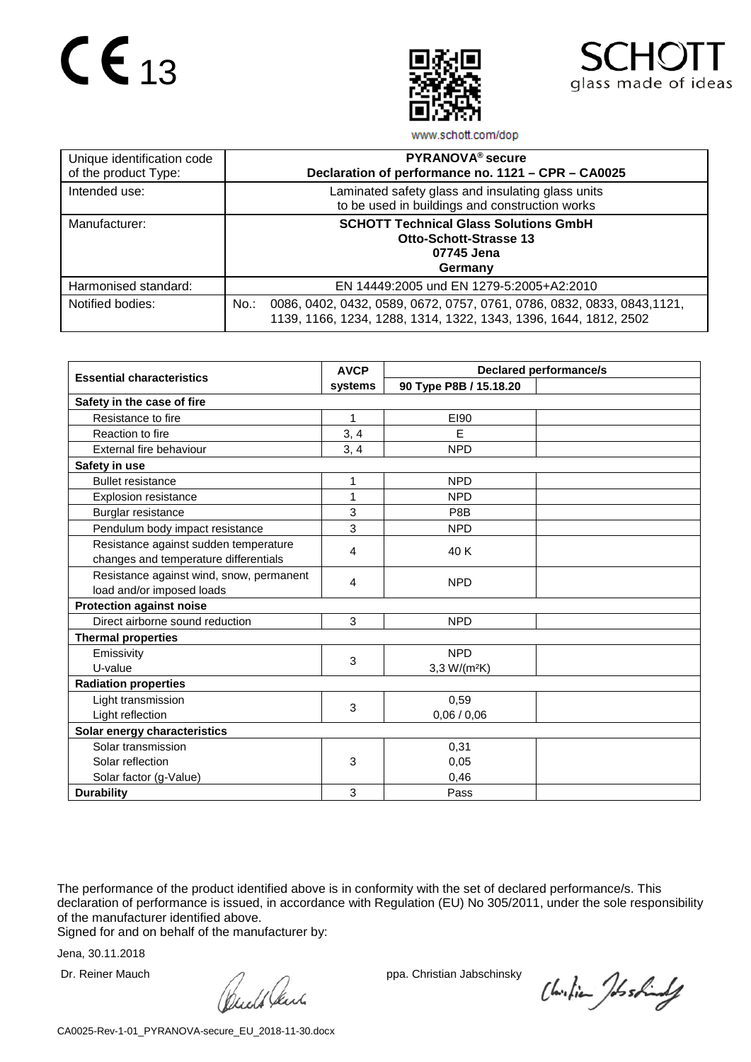CE 13

www.schott.com/dop

SCHOTT glass made of ideas

| Unique identification code of the product Type: | **PYRANOVA® secure** **Declaration of performance no. 1121 – CPR – CA0025** |
|---|---|
| Intended use: | Laminated safety glass and insulating glass units to be used in buildings and construction works |
| Manufacturer: | **SCHOTT Technical Glass Solutions GmbH** **Otto-Schott-Strasse 13** **07745 Jena** **Germany** |
| Harmonised standard: | EN 14449:2005 und EN 1279-5:2005+A2:2010 |
| Notified bodies: | No.: 0086, 0402, 0432, 0589, 0672, 0757, 0761, 0786, 0832, 0833, 0843,1121, 1139, 1166, 1234, 1288, 1314, 1322, 1343, 1396, 1644, 1812, 2502 |

| **Essential characteristics** | **AVCP systems** | **Declared performance/s** | |
|---|---|---|---|
| | | **90 Type P8B / 15.18.20** | |
| **Safety in the case of fire** | | | |
| Resistance to fire | 1 | EI90 | |
| Reaction to fire | 3, 4 | E | |
| External fire behaviour | 3, 4 | NPD | |
| **Safety in use** | | | |
| Bullet resistance | 1 | NPD | |
| Explosion resistance | 1 | NPD | |
| Burglar resistance | 3 | P8B | |
| Pendulum body impact resistance | 3 | NPD | |
| Resistance against sudden temperature changes and temperature differentials | 4 | 40 K | |
| Resistance against wind, snow, permanent load and/or imposed loads | 4 | NPD | |
| **Protection against noise** | | | |
| Direct airborne sound reduction | 3 | NPD | |
| **Thermal properties** | | | |
| Emissivity<br>U-value | 3 | NPD<br>3,3 W/(m²K) | |
| **Radiation properties** | | | |
| Light transmission<br>Light reflection | 3 | 0,59<br>0,06 / 0,06 | |
| **Solar energy characteristics** | | | |
| Solar transmission<br>Solar reflection<br>Solar factor (g-Value) | 3 | 0,31<br>0,05<br>0,46 | |
| **Durability** | 3 | Pass | |

The performance of the product identified above is in conformity with the set of declared performance/s. This declaration of performance is issued, in accordance with Regulation (EU) No 305/2011, under the sole responsibility of the manufacturer identified above.
Signed for and on behalf of the manufacturer by:

Jena, 30.11.2018

Dr. Reiner Mauch ppa. Christian Jabschinsky

CA0025-Rev-1-01_PYRANOVA-secure_EU_2018-11-30.docx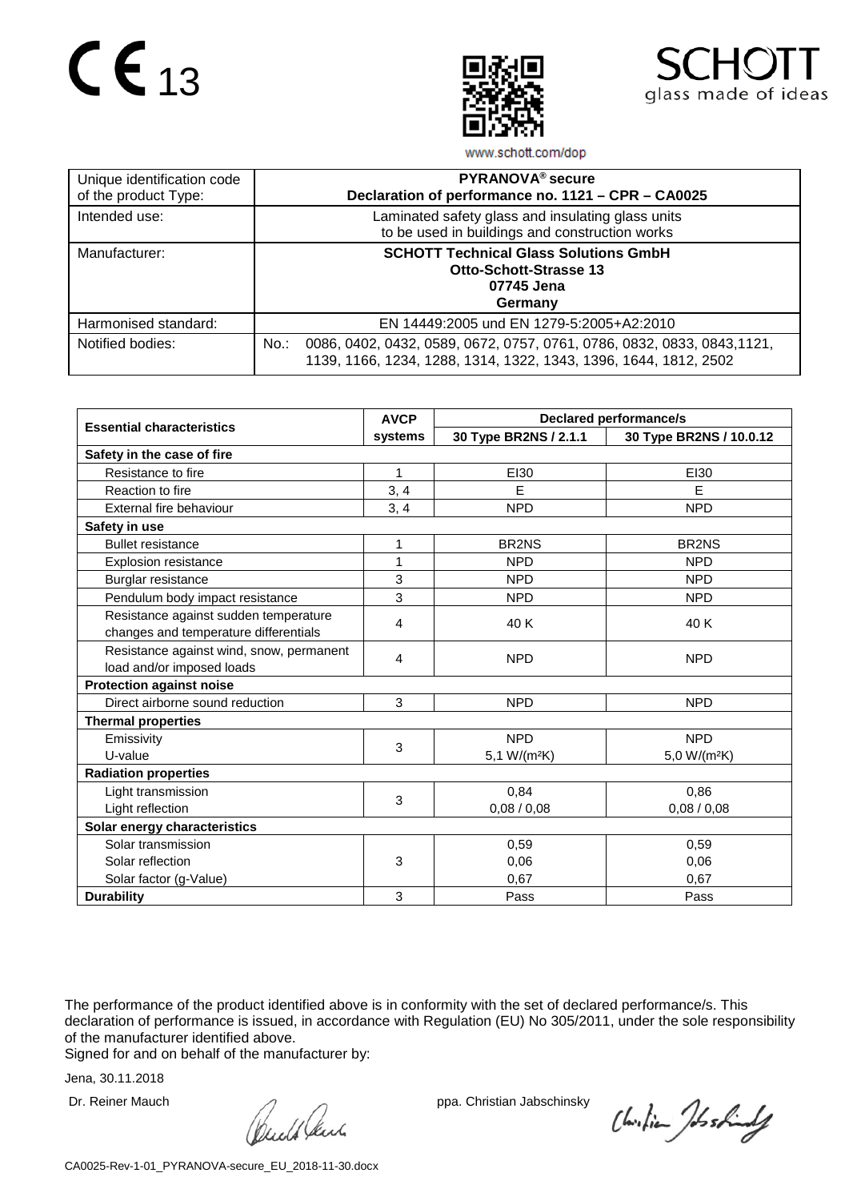CE 13

SCHOTT glass made of ideas

www.schott.com/dop

| Unique identification code of the product Type: | **PYRANOVA® secure** **Declaration of performance no. 1121 – CPR – CA0025** |
|---|---|
| Intended use: | Laminated safety glass and insulating glass units to be used in buildings and construction works |
| Manufacturer: | **SCHOTT Technical Glass Solutions GmbH** **Otto-Schott-Strasse 13** **07745 Jena** **Germany** |
| Harmonised standard: | EN 14449:2005 und EN 1279-5:2005+A2:2010 |
| Notified bodies: | No.: 0086, 0402, 0432, 0589, 0672, 0757, 0761, 0786, 0832, 0833, 0843,1121, 1139, 1166, 1234, 1288, 1314, 1322, 1343, 1396, 1644, 1812, 2502 |

| **Essential characteristics** | **AVCP systems** | **Declared performance/s** | |
|---|---|---|---|
| | | **30 Type BR2NS / 2.1.1** | **30 Type BR2NS / 10.0.12** |
| **Safety in the case of fire** | | | |
| Resistance to fire | 1 | EI30 | EI30 |
| Reaction to fire | 3, 4 | E | E |
| External fire behaviour | 3, 4 | NPD | NPD |
| **Safety in use** | | | |
| Bullet resistance | 1 | BR2NS | BR2NS |
| Explosion resistance | 1 | NPD | NPD |
| Burglar resistance | 3 | NPD | NPD |
| Pendulum body impact resistance | 3 | NPD | NPD |
| Resistance against sudden temperature changes and temperature differentials | 4 | 40 K | 40 K |
| Resistance against wind, snow, permanent load and/or imposed loads | 4 | NPD | NPD |
| **Protection against noise** | | | |
| Direct airborne sound reduction | 3 | NPD | NPD |
| **Thermal properties** | | | |
| Emissivity<br>U-value | 3 | NPD<br>5,1 W/(m²K) | NPD<br>5,0 W/(m²K) |
| **Radiation properties** | | | |
| Light transmission<br>Light reflection | 3 | 0,84<br>0,08 / 0,08 | 0,86<br>0,08 / 0,08 |
| **Solar energy characteristics** | | | |
| Solar transmission<br>Solar reflection<br>Solar factor (g-Value) | 3 | 0,59<br>0,06<br>0,67 | 0,59<br>0,06<br>0,67 |
| **Durability** | 3 | Pass | Pass |

The performance of the product identified above is in conformity with the set of declared performance/s. This declaration of performance is issued, in accordance with Regulation (EU) No 305/2011, under the sole responsibility of the manufacturer identified above.
Signed for and on behalf of the manufacturer by:

Jena, 30.11.2018

Dr. Reiner Mauch    ppa. Christian Jabschinsky

CA0025-Rev-1-01_PYRANOVA-secure_EU_2018-11-30.docx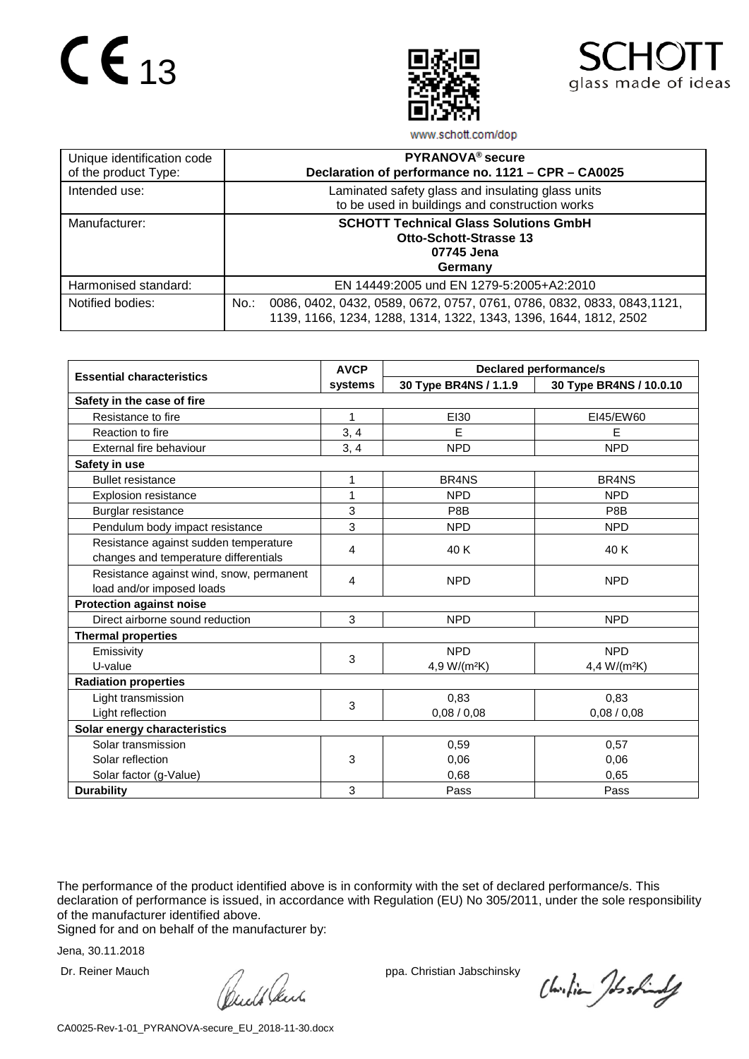CE 13

SCHOTT
glass made of ideas

www.schott.com/dop

| Unique identification code of the product Type: | **PYRANOVA® secure** **Declaration of performance no. 1121 – CPR – CA0025** |
|---|---|
| Intended use: | Laminated safety glass and insulating glass units to be used in buildings and construction works |
| Manufacturer: | **SCHOTT Technical Glass Solutions GmbH** **Otto-Schott-Strasse 13** **07745 Jena** **Germany** |
| Harmonised standard: | EN 14449:2005 und EN 1279-5:2005+A2:2010 |
| Notified bodies: | No.: 0086, 0402, 0432, 0589, 0672, 0757, 0761, 0786, 0832, 0833, 0843,1121, 1139, 1166, 1234, 1288, 1314, 1322, 1343, 1396, 1644, 1812, 2502 |

| **Essential characteristics** | **AVCP systems** | **Declared performance/s** | |
|---|---|---|---|
| | | **30 Type BR4NS / 1.1.9** | **30 Type BR4NS / 10.0.10** |
| **Safety in the case of fire** | | | |
| Resistance to fire | 1 | EI30 | EI45/EW60 |
| Reaction to fire | 3, 4 | E | E |
| External fire behaviour | 3, 4 | NPD | NPD |
| **Safety in use** | | | |
| Bullet resistance | 1 | BR4NS | BR4NS |
| Explosion resistance | 1 | NPD | NPD |
| Burglar resistance | 3 | P8B | P8B |
| Pendulum body impact resistance | 3 | NPD | NPD |
| Resistance against sudden temperature changes and temperature differentials | 4 | 40 K | 40 K |
| Resistance against wind, snow, permanent load and/or imposed loads | 4 | NPD | NPD |
| **Protection against noise** | | | |
| Direct airborne sound reduction | 3 | NPD | NPD |
| **Thermal properties** | | | |
| Emissivity<br>U-value | 3 | NPD<br>4,9 W/(m²K) | NPD<br>4,4 W/(m²K) |
| **Radiation properties** | | | |
| Light transmission<br>Light reflection | 3 | 0,83<br>0,08 / 0,08 | 0,83<br>0,08 / 0,08 |
| **Solar energy characteristics** | | | |
| Solar transmission<br>Solar reflection<br>Solar factor (g-Value) | 3 | 0,59<br>0,06<br>0,68 | 0,57<br>0,06<br>0,65 |
| **Durability** | 3 | Pass | Pass |

The performance of the product identified above is in conformity with the set of declared performance/s. This declaration of performance is issued, in accordance with Regulation (EU) No 305/2011, under the sole responsibility of the manufacturer identified above.
Signed for and on behalf of the manufacturer by:

Jena, 30.11.2018

Dr. Reiner Mauch ppa. Christian Jabschinsky

CA0025-Rev-1-01_PYRANOVA-secure_EU_2018-11-30.docx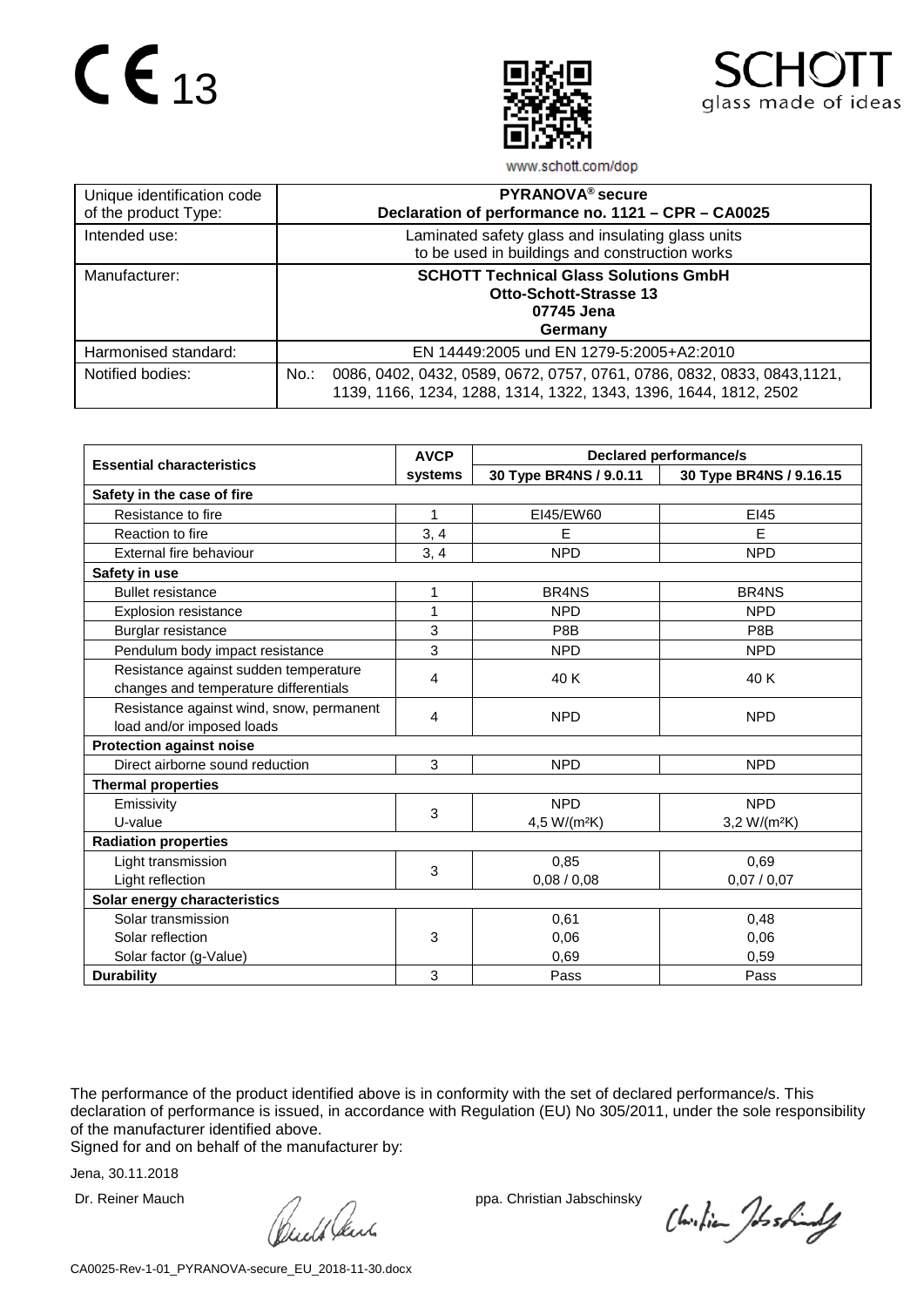CE 13

SCHOTT glass made of ideas

www.schott.com/dop

| Unique identification code of the product Type: | **PYRANOVA® secure** **Declaration of performance no. 1121 – CPR – CA0025** |
| --- | --- |
| Intended use: | Laminated safety glass and insulating glass units to be used in buildings and construction works |
| Manufacturer: | **SCHOTT Technical Glass Solutions GmbH** **Otto-Schott-Strasse 13** **07745 Jena** **Germany** |
| Harmonised standard: | EN 14449:2005 und EN 1279-5:2005+A2:2010 |
| Notified bodies: | No.: 0086, 0402, 0432, 0589, 0672, 0757, 0761, 0786, 0832, 0833, 0843,1121, 1139, 1166, 1234, 1288, 1314, 1322, 1343, 1396, 1644, 1812, 2502 |

| **Essential characteristics** | **AVCP systems** | **Declared performance/s** | |
| --- | --- | --- | --- |
| | | **30 Type BR4NS / 9.0.11** | **30 Type BR4NS / 9.16.15** |
| **Safety in the case of fire** | | | |
| Resistance to fire | 1 | EI45/EW60 | EI45 |
| Reaction to fire | 3, 4 | E | E |
| External fire behaviour | 3, 4 | NPD | NPD |
| **Safety in use** | | | |
| Bullet resistance | 1 | BR4NS | BR4NS |
| Explosion resistance | 1 | NPD | NPD |
| Burglar resistance | 3 | P8B | P8B |
| Pendulum body impact resistance | 3 | NPD | NPD |
| Resistance against sudden temperature changes and temperature differentials | 4 | 40 K | 40 K |
| Resistance against wind, snow, permanent load and/or imposed loads | 4 | NPD | NPD |
| **Protection against noise** | | | |
| Direct airborne sound reduction | 3 | NPD | NPD |
| **Thermal properties** | | | |
| Emissivity<br>U-value | 3 | NPD<br>4,5 W/(m²K) | NPD<br>3,2 W/(m²K) |
| **Radiation properties** | | | |
| Light transmission<br>Light reflection | 3 | 0,85<br>0,08 / 0,08 | 0,69<br>0,07 / 0,07 |
| **Solar energy characteristics** | | | |
| Solar transmission<br>Solar reflection<br>Solar factor (g-Value) | 3 | 0,61<br>0,06<br>0,69 | 0,48<br>0,06<br>0,59 |
| **Durability** | 3 | Pass | Pass |

The performance of the product identified above is in conformity with the set of declared performance/s. This declaration of performance is issued, in accordance with Regulation (EU) No 305/2011, under the sole responsibility of the manufacturer identified above.
Signed for and on behalf of the manufacturer by:

Jena, 30.11.2018

Dr. Reiner Mauch ppa. Christian Jabschinsky

CA0025-Rev-1-01_PYRANOVA-secure_EU_2018-11-30.docx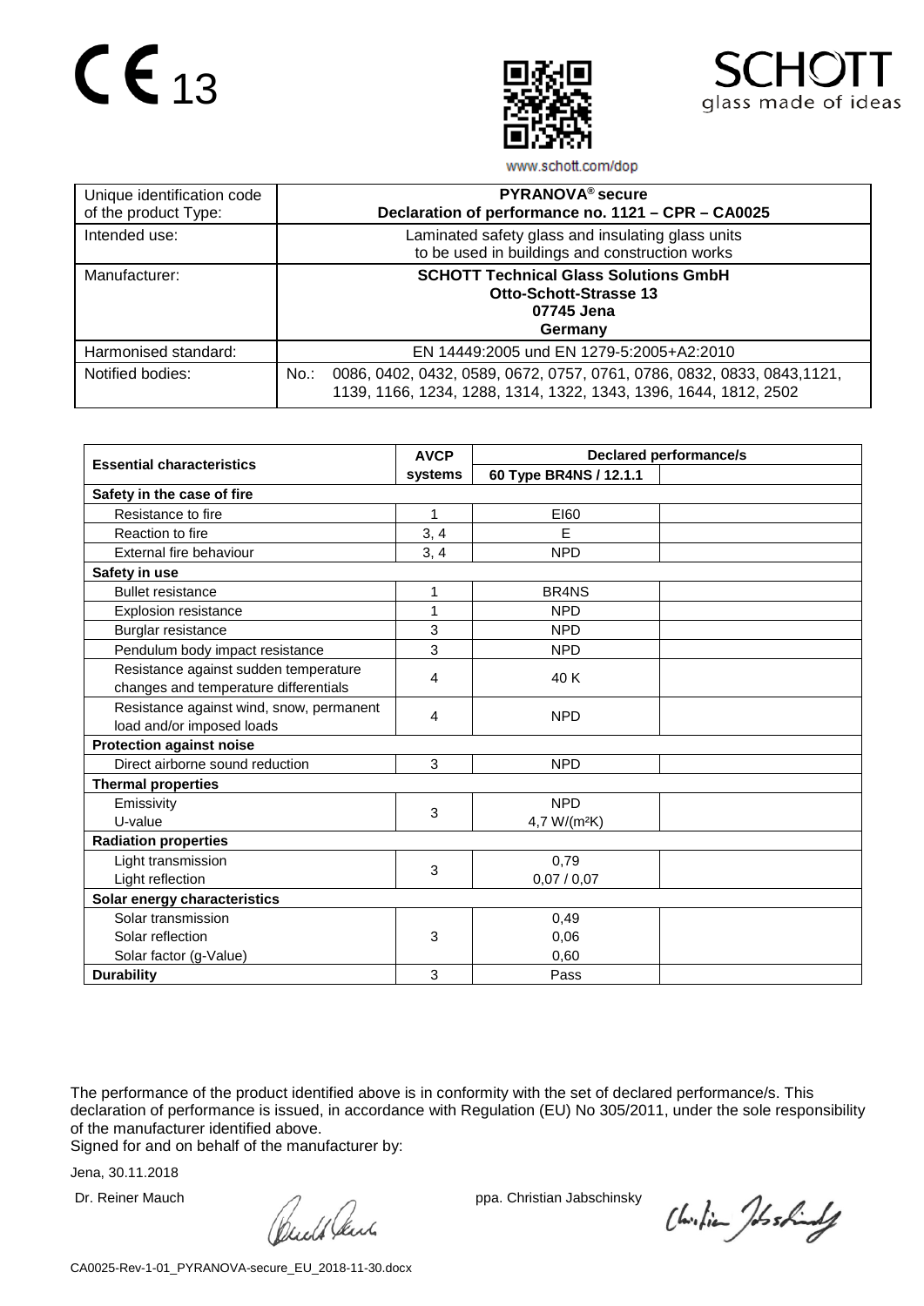CE 13

SCHOTT
glass made of ideas

www.schott.com/dop

| Unique identification code of the product Type: | **PYRANOVA® secure** **Declaration of performance no. 1121 – CPR – CA0025** |
|---|---|
| Intended use: | Laminated safety glass and insulating glass units to be used in buildings and construction works |
| Manufacturer: | **SCHOTT Technical Glass Solutions GmbH** **Otto-Schott-Strasse 13** **07745 Jena** **Germany** |
| Harmonised standard: | EN 14449:2005 und EN 1279-5:2005+A2:2010 |
| Notified bodies: | No.: 0086, 0402, 0432, 0589, 0672, 0757, 0761, 0786, 0832, 0833, 0843,1121, 1139, 1166, 1234, 1288, 1314, 1322, 1343, 1396, 1644, 1812, 2502 |

| **Essential characteristics** | **AVCP systems** | **Declared performance/s** | |
|---|---|---|---|
| | | **60 Type BR4NS / 12.1.1** | |
| **Safety in the case of fire** | | | |
| Resistance to fire | 1 | EI60 | |
| Reaction to fire | 3, 4 | E | |
| External fire behaviour | 3, 4 | NPD | |
| **Safety in use** | | | |
| Bullet resistance | 1 | BR4NS | |
| Explosion resistance | 1 | NPD | |
| Burglar resistance | 3 | NPD | |
| Pendulum body impact resistance | 3 | NPD | |
| Resistance against sudden temperature changes and temperature differentials | 4 | 40 K | |
| Resistance against wind, snow, permanent load and/or imposed loads | 4 | NPD | |
| **Protection against noise** | | | |
| Direct airborne sound reduction | 3 | NPD | |
| **Thermal properties** | | | |
| Emissivity<br>U-value | 3 | NPD<br>4,7 W/(m²K) | |
| **Radiation properties** | | | |
| Light transmission<br>Light reflection | 3 | 0,79<br>0,07 / 0,07 | |
| **Solar energy characteristics** | | | |
| Solar transmission<br>Solar reflection<br>Solar factor (g-Value) | 3 | 0,49<br>0,06<br>0,60 | |
| **Durability** | 3 | Pass | |

The performance of the product identified above is in conformity with the set of declared performance/s. This declaration of performance is issued, in accordance with Regulation (EU) No 305/2011, under the sole responsibility of the manufacturer identified above.
Signed for and on behalf of the manufacturer by:

Jena, 30.11.2018

Dr. Reiner Mauch ppa. Christian Jabschinsky

CA0025-Rev-1-01_PYRANOVA-secure_EU_2018-11-30.docx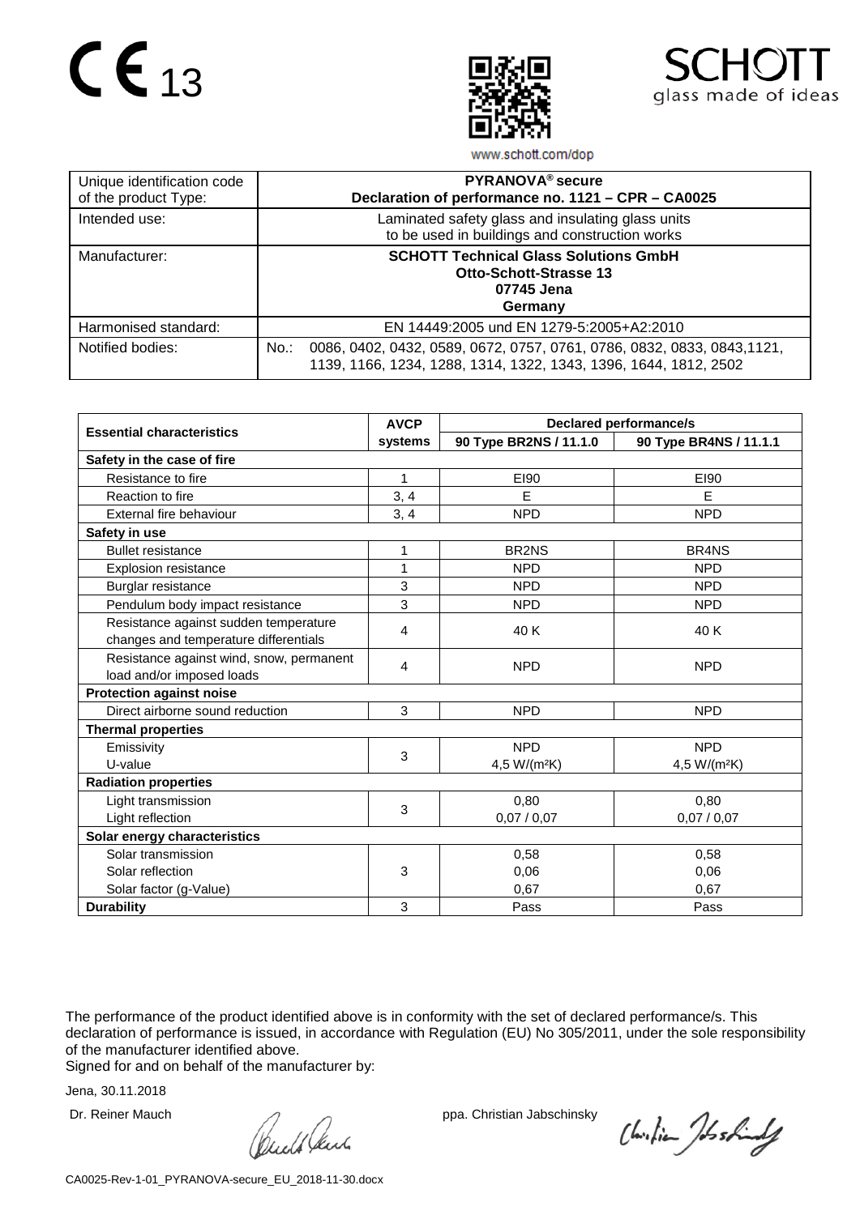CE 13

SCHOTT
glass made of ideas

www.schott.com/dop

| Unique identification code of the product Type: | **PYRANOVA® secure** **Declaration of performance no. 1121 – CPR – CA0025** |
|---|---|
| Intended use: | Laminated safety glass and insulating glass units to be used in buildings and construction works |
| Manufacturer: | **SCHOTT Technical Glass Solutions GmbH** **Otto-Schott-Strasse 13** **07745 Jena** **Germany** |
| Harmonised standard: | EN 14449:2005 und EN 1279-5:2005+A2:2010 |
| Notified bodies: | No.: 0086, 0402, 0432, 0589, 0672, 0757, 0761, 0786, 0832, 0833, 0843,1121, 1139, 1166, 1234, 1288, 1314, 1322, 1343, 1396, 1644, 1812, 2502 |

| **Essential characteristics** | **AVCP systems** | **Declared performance/s** | |
|---|---|---|---|
| | | **90 Type BR2NS / 11.1.0** | **90 Type BR4NS / 11.1.1** |
| **Safety in the case of fire** | | | |
| Resistance to fire | 1 | EI90 | EI90 |
| Reaction to fire | 3, 4 | E | E |
| External fire behaviour | 3, 4 | NPD | NPD |
| **Safety in use** | | | |
| Bullet resistance | 1 | BR2NS | BR4NS |
| Explosion resistance | 1 | NPD | NPD |
| Burglar resistance | 3 | NPD | NPD |
| Pendulum body impact resistance | 3 | NPD | NPD |
| Resistance against sudden temperature changes and temperature differentials | 4 | 40 K | 40 K |
| Resistance against wind, snow, permanent load and/or imposed loads | 4 | NPD | NPD |
| **Protection against noise** | | | |
| Direct airborne sound reduction | 3 | NPD | NPD |
| **Thermal properties** | | | |
| Emissivity<br>U-value | 3 | NPD<br>4,5 W/(m²K) | NPD<br>4,5 W/(m²K) |
| **Radiation properties** | | | |
| Light transmission<br>Light reflection | 3 | 0,80<br>0,07 / 0,07 | 0,80<br>0,07 / 0,07 |
| **Solar energy characteristics** | | | |
| Solar transmission<br>Solar reflection<br>Solar factor (g-Value) | 3 | 0,58<br>0,06<br>0,67 | 0,58<br>0,06<br>0,67 |
| **Durability** | 3 | Pass | Pass |

The performance of the product identified above is in conformity with the set of declared performance/s. This declaration of performance is issued, in accordance with Regulation (EU) No 305/2011, under the sole responsibility of the manufacturer identified above.
Signed for and on behalf of the manufacturer by:

Jena, 30.11.2018

Dr. Reiner Mauch    ppa. Christian Jabschinsky

CA0025-Rev-1-01_PYRANOVA-secure_EU_2018-11-30.docx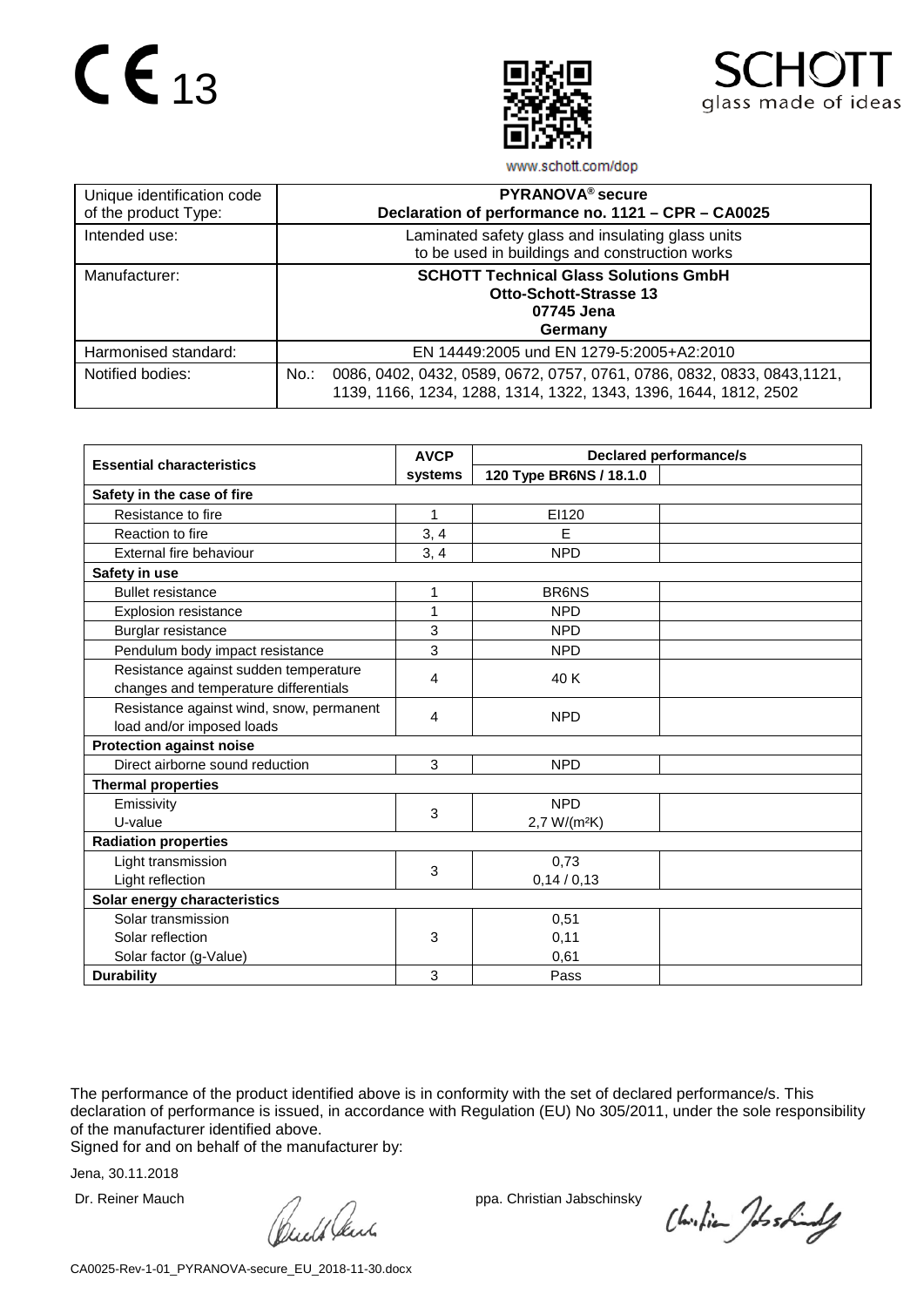CE 13

SCHOTT
glass made of ideas

www.schott.com/dop

| Unique identification code of the product Type: | **PYRANOVA® secure**<br>**Declaration of performance no. 1121 – CPR – CA0025** |
|---|---|
| Intended use: | Laminated safety glass and insulating glass units to be used in buildings and construction works |
| Manufacturer: | **SCHOTT Technical Glass Solutions GmbH**<br>**Otto-Schott-Strasse 13**<br>**07745 Jena**<br>**Germany** |
| Harmonised standard: | EN 14449:2005 und EN 1279-5:2005+A2:2010 |
| Notified bodies: | No.: 0086, 0402, 0432, 0589, 0672, 0757, 0761, 0786, 0832, 0833, 0843,1121, 1139, 1166, 1234, 1288, 1314, 1322, 1343, 1396, 1644, 1812, 2502 |

| **Essential characteristics** | **AVCP systems** | **Declared performance/s** | |
|---|---|---|---|
| | | **120 Type BR6NS / 18.1.0** | |
| **Safety in the case of fire** | | | |
| Resistance to fire | 1 | EI120 | |
| Reaction to fire | 3, 4 | E | |
| External fire behaviour | 3, 4 | NPD | |
| **Safety in use** | | | |
| Bullet resistance | 1 | BR6NS | |
| Explosion resistance | 1 | NPD | |
| Burglar resistance | 3 | NPD | |
| Pendulum body impact resistance | 3 | NPD | |
| Resistance against sudden temperature changes and temperature differentials | 4 | 40 K | |
| Resistance against wind, snow, permanent load and/or imposed loads | 4 | NPD | |
| **Protection against noise** | | | |
| Direct airborne sound reduction | 3 | NPD | |
| **Thermal properties** | | | |
| Emissivity<br>U-value | 3 | NPD<br>2,7 W/(m²K) | |
| **Radiation properties** | | | |
| Light transmission<br>Light reflection | 3 | 0,73<br>0,14 / 0,13 | |
| **Solar energy characteristics** | | | |
| Solar transmission<br>Solar reflection<br>Solar factor (g-Value) | 3 | 0,51<br>0,11<br>0,61 | |
| **Durability** | 3 | Pass | |

The performance of the product identified above is in conformity with the set of declared performance/s. This declaration of performance is issued, in accordance with Regulation (EU) No 305/2011, under the sole responsibility of the manufacturer identified above.
Signed for and on behalf of the manufacturer by:

Jena, 30.11.2018

Dr. Reiner Mauch ppa. Christian Jabschinsky

CA0025-Rev-1-01_PYRANOVA-secure_EU_2018-11-30.docx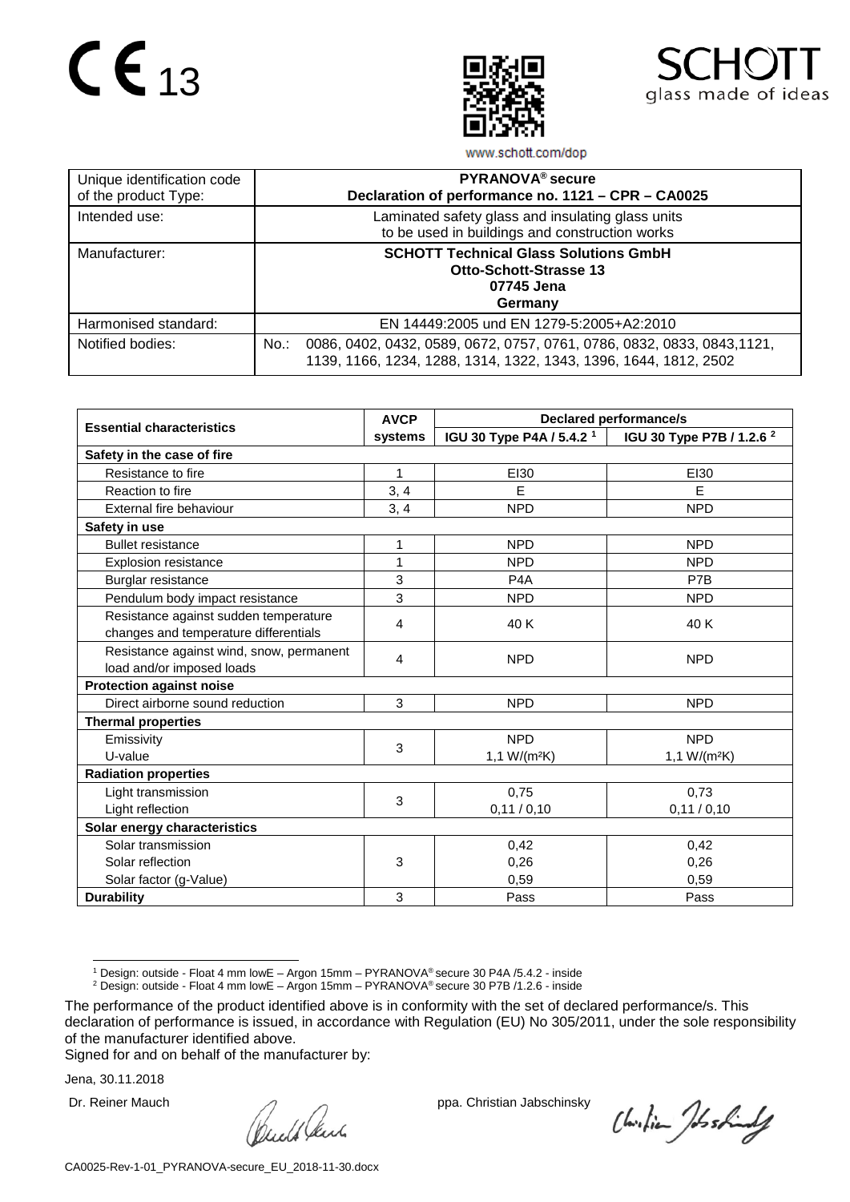CE 13

www.schott.com/dop

SCHOTT glass made of ideas

| Unique identification code of the product Type: | **PYRANOVA® secure** **Declaration of performance no. 1121 – CPR – CA0025** |
|---|---|
| Intended use: | Laminated safety glass and insulating glass units to be used in buildings and construction works |
| Manufacturer: | **SCHOTT Technical Glass Solutions GmbH** **Otto-Schott-Strasse 13** **07745 Jena** **Germany** |
| Harmonised standard: | EN 14449:2005 und EN 1279-5:2005+A2:2010 |
| Notified bodies: | No.: 0086, 0402, 0432, 0589, 0672, 0757, 0761, 0786, 0832, 0833, 0843,1121, 1139, 1166, 1234, 1288, 1314, 1322, 1343, 1396, 1644, 1812, 2502 |

| **Essential characteristics** | **AVCP systems** | **Declared performance/s** | |
|---|---|---|---|
| | | **IGU 30 Type P4A / 5.4.2 [1]** | **IGU 30 Type P7B / 1.2.6 [2]** |
| **Safety in the case of fire** | | | |
| Resistance to fire | 1 | EI30 | EI30 |
| Reaction to fire | 3, 4 | E | E |
| External fire behaviour | 3, 4 | NPD | NPD |
| **Safety in use** | | | |
| Bullet resistance | 1 | NPD | NPD |
| Explosion resistance | 1 | NPD | NPD |
| Burglar resistance | 3 | P4A | P7B |
| Pendulum body impact resistance | 3 | NPD | NPD |
| Resistance against sudden temperature changes and temperature differentials | 4 | 40 K | 40 K |
| Resistance against wind, snow, permanent load and/or imposed loads | 4 | NPD | NPD |
| **Protection against noise** | | | |
| Direct airborne sound reduction | 3 | NPD | NPD |
| **Thermal properties** | | | |
| Emissivity<br>U-value | 3 | NPD<br>1,1 W/(m²K) | NPD<br>1,1 W/(m²K) |
| **Radiation properties** | | | |
| Light transmission<br>Light reflection | 3 | 0,75<br>0,11 / 0,10 | 0,73<br>0,11 / 0,10 |
| **Solar energy characteristics** | | | |
| Solar transmission<br>Solar reflection<br>Solar factor (g-Value) | 3 | 0,42<br>0,26<br>0,59 | 0,42<br>0,26<br>0,59 |
| **Durability** | 3 | Pass | Pass |

[1] Design: outside - Float 4 mm lowE – Argon 15mm – PYRANOVA® secure 30 P4A /5.4.2 - inside
[2] Design: outside - Float 4 mm lowE – Argon 15mm – PYRANOVA® secure 30 P7B /1.2.6 - inside

The performance of the product identified above is in conformity with the set of declared performance/s. This declaration of performance is issued, in accordance with Regulation (EU) No 305/2011, under the sole responsibility of the manufacturer identified above.

Signed for and on behalf of the manufacturer by:

Jena, 30.11.2018

Dr. Reiner Mauch ppa. Christian Jabschinsky

CA0025-Rev-1-01_PYRANOVA-secure_EU_2018-11-30.docx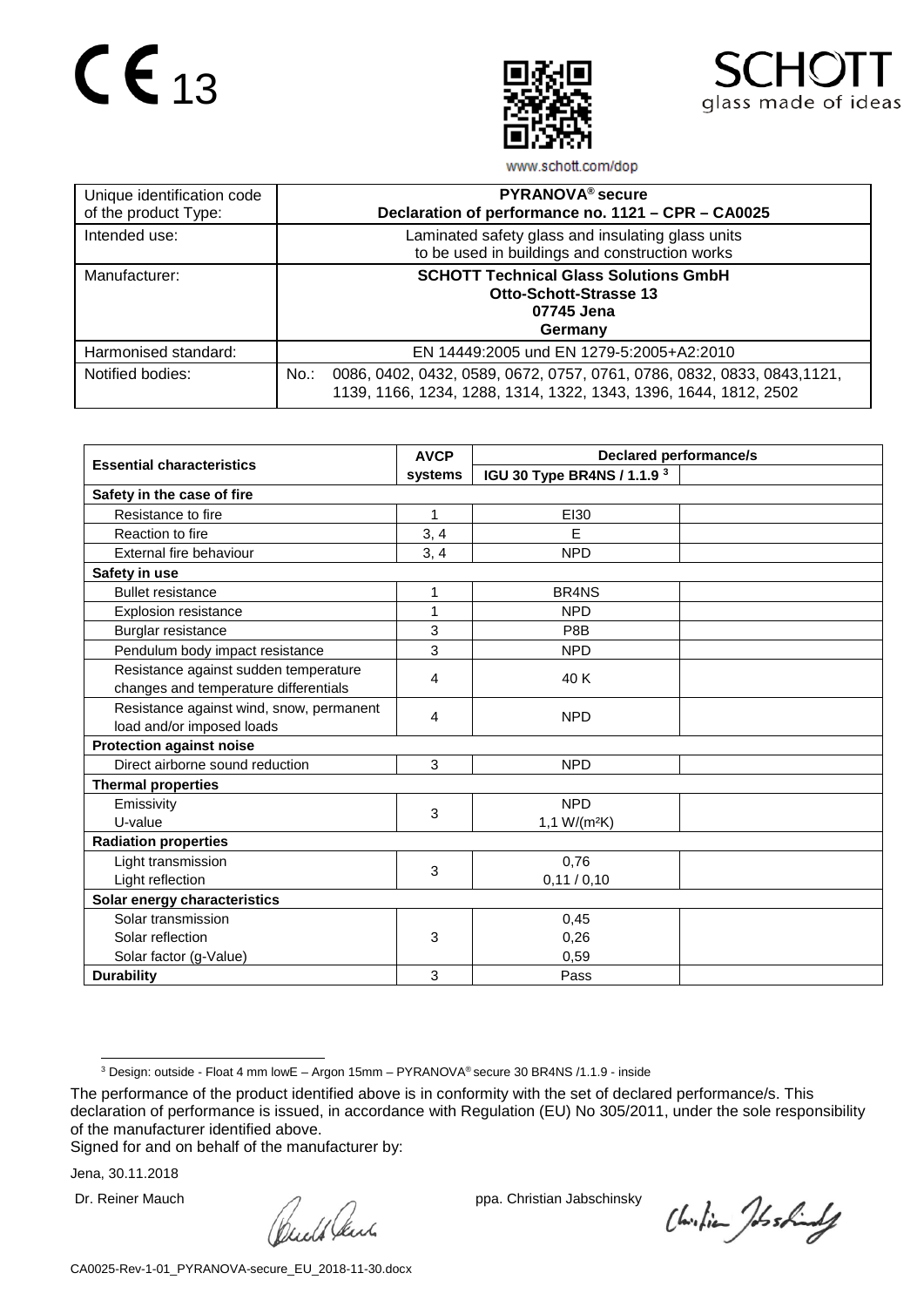CE 13

SCHOTT
glass made of ideas

www.schott.com/dop

| Unique identification code of the product Type: | **PYRANOVA® secure**<br>**Declaration of performance no. 1121 – CPR – CA0025** |
|---|---|
| Intended use: | Laminated safety glass and insulating glass units to be used in buildings and construction works |
| Manufacturer: | **SCHOTT Technical Glass Solutions GmbH**<br>**Otto-Schott-Strasse 13**<br>**07745 Jena**<br>**Germany** |
| Harmonised standard: | EN 14449:2005 und EN 1279-5:2005+A2:2010 |
| Notified bodies: | No.: 0086, 0402, 0432, 0589, 0672, 0757, 0761, 0786, 0832, 0833, 0843,1121, 1139, 1166, 1234, 1288, 1314, 1322, 1343, 1396, 1644, 1812, 2502 |

| **Essential characteristics** | **AVCP systems** | **Declared performance/s** | |
|---|---|---|---|
| | | **IGU 30 Type BR4NS / 1.1.9 [3]** | |
| **Safety in the case of fire** | | | |
| Resistance to fire | 1 | EI30 | |
| Reaction to fire | 3, 4 | E | |
| External fire behaviour | 3, 4 | NPD | |
| **Safety in use** | | | |
| Bullet resistance | 1 | BR4NS | |
| Explosion resistance | 1 | NPD | |
| Burglar resistance | 3 | P8B | |
| Pendulum body impact resistance | 3 | NPD | |
| Resistance against sudden temperature changes and temperature differentials | 4 | 40 K | |
| Resistance against wind, snow, permanent load and/or imposed loads | 4 | NPD | |
| **Protection against noise** | | | |
| Direct airborne sound reduction | 3 | NPD | |
| **Thermal properties** | | | |
| Emissivity<br>U-value | 3 | NPD<br>1,1 W/(m²K) | |
| **Radiation properties** | | | |
| Light transmission<br>Light reflection | 3 | 0,76<br>0,11 / 0,10 | |
| **Solar energy characteristics** | | | |
| Solar transmission<br>Solar reflection<br>Solar factor (g-Value) | 3 | 0,45<br>0,26<br>0,59 | |
| **Durability** | 3 | Pass | |

[3] Design: outside - Float 4 mm lowE – Argon 15mm – PYRANOVA® secure 30 BR4NS /1.1.9 - inside

The performance of the product identified above is in conformity with the set of declared performance/s. This declaration of performance is issued, in accordance with Regulation (EU) No 305/2011, under the sole responsibility of the manufacturer identified above.

Signed for and on behalf of the manufacturer by:

Jena, 30.11.2018

Dr. Reiner Mauch ppa. Christian Jabschinsky

CA0025-Rev-1-01_PYRANOVA-secure_EU_2018-11-30.docx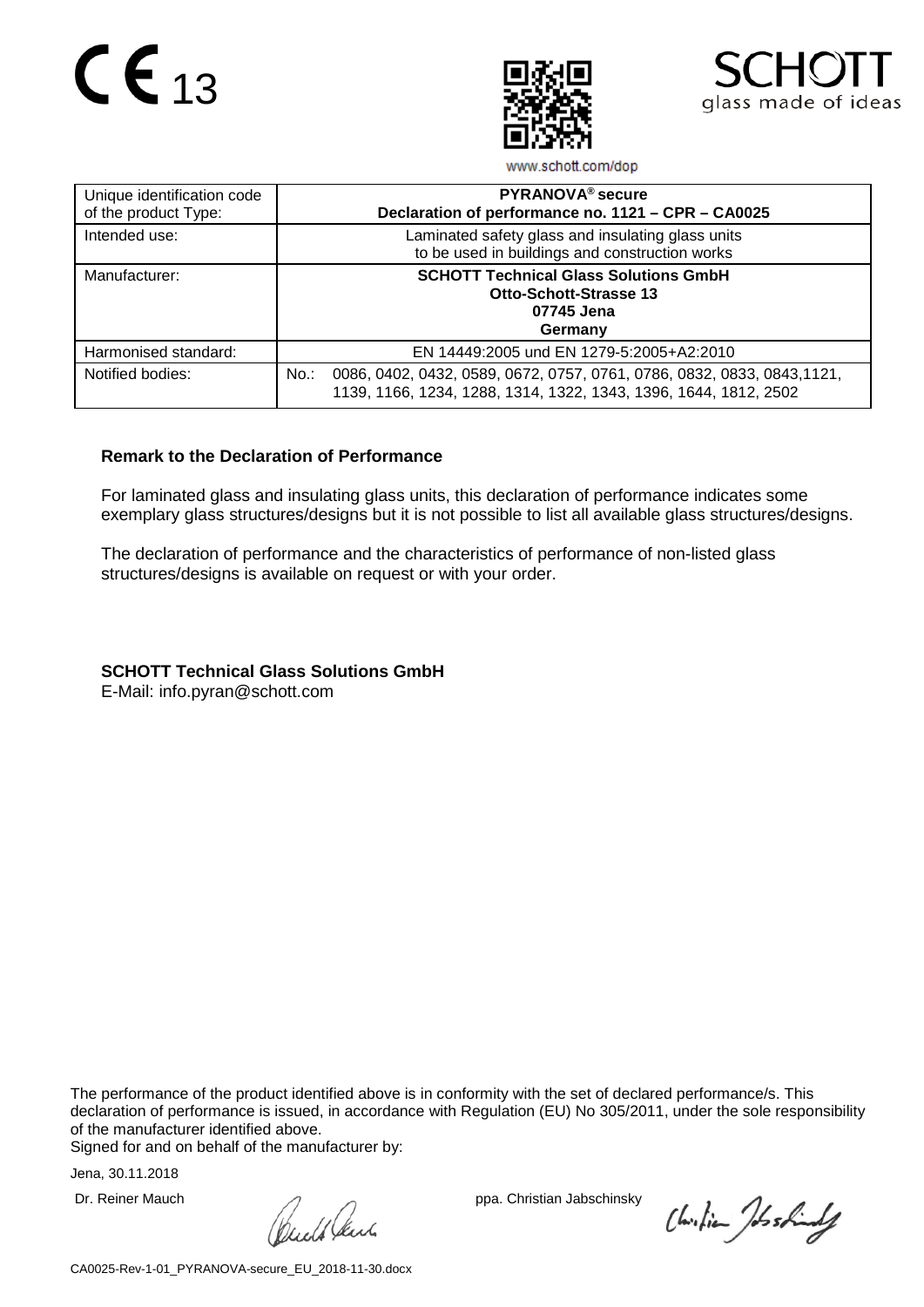CE 13

SCHOTT
glass made of ideas

www.schott.com/dop

| | |
|---|---|
| Unique identification code of the product Type: | **PYRANOVA® secure**<br>**Declaration of performance no. 1121 – CPR – CA0025** |
| Intended use: | Laminated safety glass and insulating glass units to be used in buildings and construction works |
| Manufacturer: | **SCHOTT Technical Glass Solutions GmbH**<br>**Otto-Schott-Strasse 13**<br>**07745 Jena**<br>**Germany** |
| Harmonised standard: | EN 14449:2005 und EN 1279-5:2005+A2:2010 |
| Notified bodies: | No.: 0086, 0402, 0432, 0589, 0672, 0757, 0761, 0786, 0832, 0833, 0843,1121, 1139, 1166, 1234, 1288, 1314, 1322, 1343, 1396, 1644, 1812, 2502 |

**Remark to the Declaration of Performance**

For laminated glass and insulating glass units, this declaration of performance indicates some exemplary glass structures/designs but it is not possible to list all available glass structures/designs.

The declaration of performance and the characteristics of performance of non-listed glass structures/designs is available on request or with your order.

**SCHOTT Technical Glass Solutions GmbH**
E-Mail: info.pyran@schott.com

The performance of the product identified above is in conformity with the set of declared performance/s. This declaration of performance is issued, in accordance with Regulation (EU) No 305/2011, under the sole responsibility of the manufacturer identified above.
Signed for and on behalf of the manufacturer by:

Jena, 30.11.2018

Dr. Reiner Mauch ppa. Christian Jabschinsky

CA0025-Rev-1-01_PYRANOVA-secure_EU_2018-11-30.docx